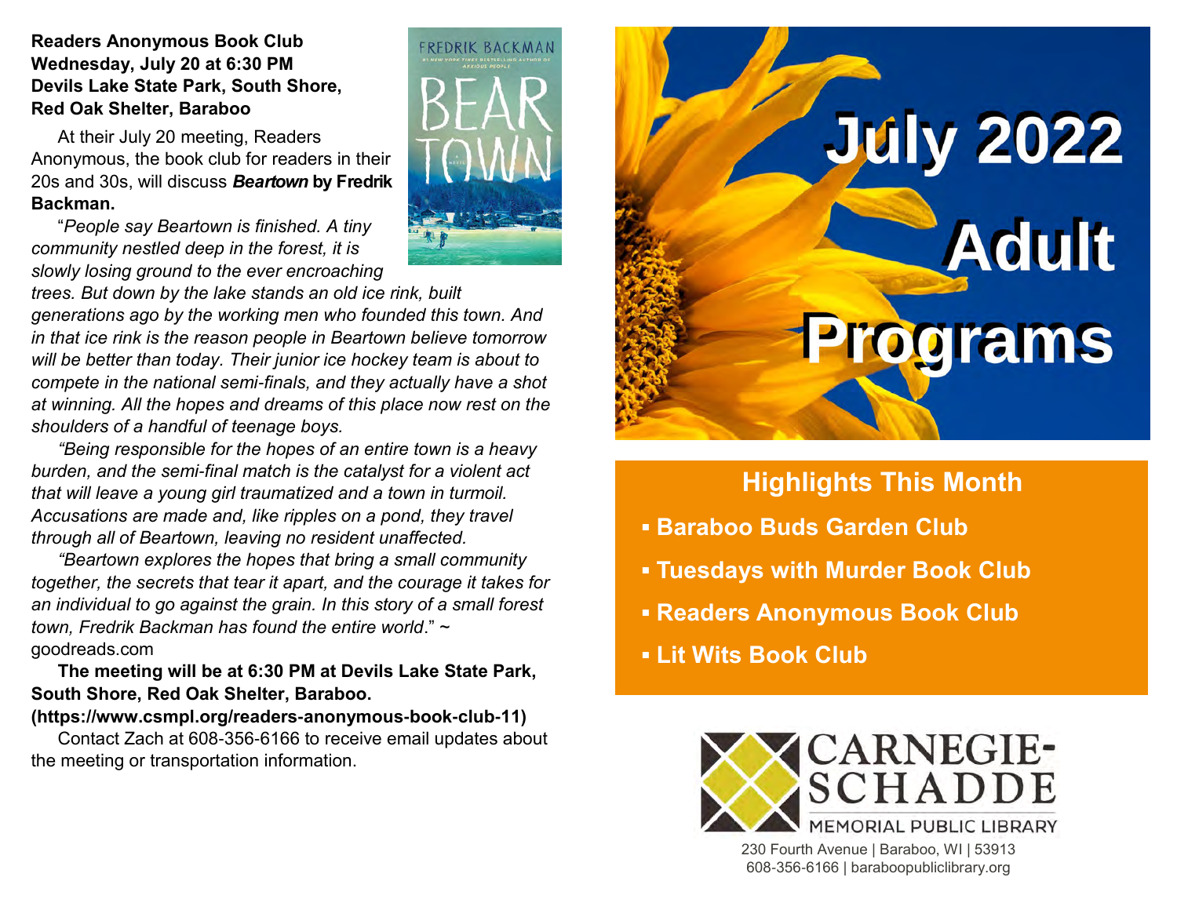**Readers Anonymous Book Club**
**Wednesday, July 20 at 6:30 PM**
**Devils Lake State Park, South Shore, Red Oak Shelter, Baraboo**

At their July 20 meeting, Readers Anonymous, the book club for readers in their 20s and 30s, will discuss ***Beartown* by Fredrik Backman.**

"*People say Beartown is finished. A tiny community nestled deep in the forest, it is slowly losing ground to the ever encroaching trees. But down by the lake stands an old ice rink, built generations ago by the working men who founded this town. And in that ice rink is the reason people in Beartown believe tomorrow will be better than today. Their junior ice hockey team is about to compete in the national semi-finals, and they actually have a shot at winning. All the hopes and dreams of this place now rest on the shoulders of a handful of teenage boys.*

*"Being responsible for the hopes of an entire town is a heavy burden, and the semi-final match is the catalyst for a violent act that will leave a young girl traumatized and a town in turmoil. Accusations are made and, like ripples on a pond, they travel through all of Beartown, leaving no resident unaffected.*

*"Beartown explores the hopes that bring a small community together, the secrets that tear it apart, and the courage it takes for an individual to go against the grain. In this story of a small forest town, Fredrik Backman has found the entire world*." ~ goodreads.com

**The meeting will be at 6:30 PM at Devils Lake State Park, South Shore, Red Oak Shelter, Baraboo. (https://www.csmpl.org/readers-anonymous-book-club-11)**

Contact Zach at 608-356-6166 to receive email updates about the meeting or transportation information.

# July 2022 Adult Programs

## Highlights This Month

- **Baraboo Buds Garden Club**
- **Tuesdays with Murder Book Club**
- **Readers Anonymous Book Club**
- **Lit Wits Book Club**

CARNEGIE-SCHADDE MEMORIAL PUBLIC LIBRARY

230 Fourth Avenue | Baraboo, WI | 53913
608-356-6166 | baraboopubliclibrary.org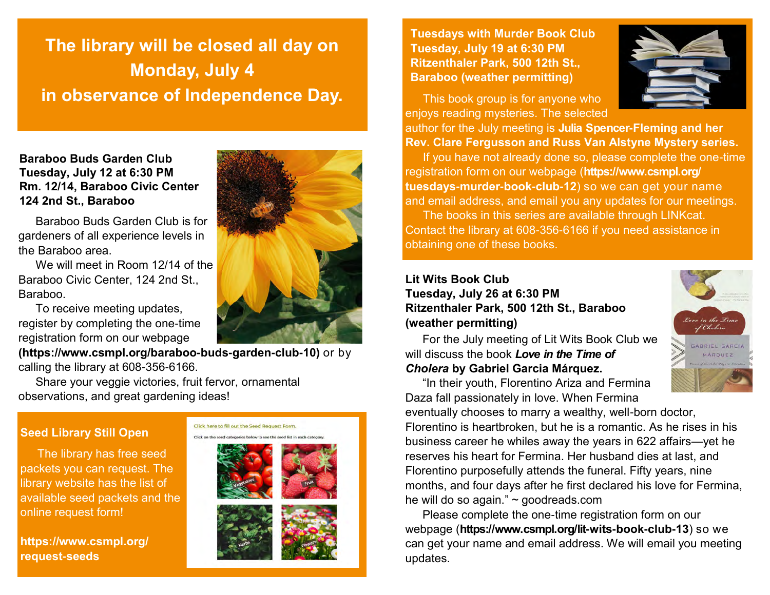## The library will be closed all day on Monday, July 4 in observance of Independence Day.

**Baraboo Buds Garden Club**
**Tuesday, July 12 at 6:30 PM**
**Rm. 12/14, Baraboo Civic Center**
**124 2nd St., Baraboo**

Baraboo Buds Garden Club is for gardeners of all experience levels in the Baraboo area.

We will meet in Room 12/14 of the Baraboo Civic Center, 124 2nd St., Baraboo.

To receive meeting updates, register by completing the one-time registration form on our webpage **(https://www.csmpl.org/baraboo-buds-garden-club-10)** or by calling the library at 608-356-6166.

Share your veggie victories, fruit fervor, ornamental observations, and great gardening ideas!

**Seed Library Still Open**

The library has free seed packets you can request. The library website has the list of available seed packets and the online request form!

**https://www.csmpl.org/request-seeds**

**Tuesdays with Murder Book Club**
**Tuesday, July 19 at 6:30 PM**
**Ritzenthaler Park, 500 12th St., Baraboo (weather permitting)**

This book group is for anyone who enjoys reading mysteries. The selected author for the July meeting is **Julia Spencer-Fleming and her Rev. Clare Fergusson and Russ Van Alstyne Mystery series.**

If you have not already done so, please complete the one-time registration form on our webpage (**https://www.csmpl.org/tuesdays-murder-book-club-12**) so we can get your name and email address, and email you any updates for our meetings.

The books in this series are available through LINKcat. Contact the library at 608-356-6166 if you need assistance in obtaining one of these books.

**Lit Wits Book Club**
**Tuesday, July 26 at 6:30 PM**
**Ritzenthaler Park, 500 12th St., Baraboo (weather permitting)**

For the July meeting of Lit Wits Book Club we will discuss the book ***Love in the Time of Cholera*** **by Gabriel Garcia Márquez.**

"In their youth, Florentino Ariza and Fermina Daza fall passionately in love. When Fermina eventually chooses to marry a wealthy, well-born doctor, Florentino is heartbroken, but he is a romantic. As he rises in his business career he whiles away the years in 622 affairs—yet he reserves his heart for Fermina. Her husband dies at last, and Florentino purposefully attends the funeral. Fifty years, nine months, and four days after he first declared his love for Fermina, he will do so again." ~ goodreads.com

Please complete the one-time registration form on our webpage (**https://www.csmpl.org/lit-wits-book-club-13**) so we can get your name and email address. We will email you meeting updates.